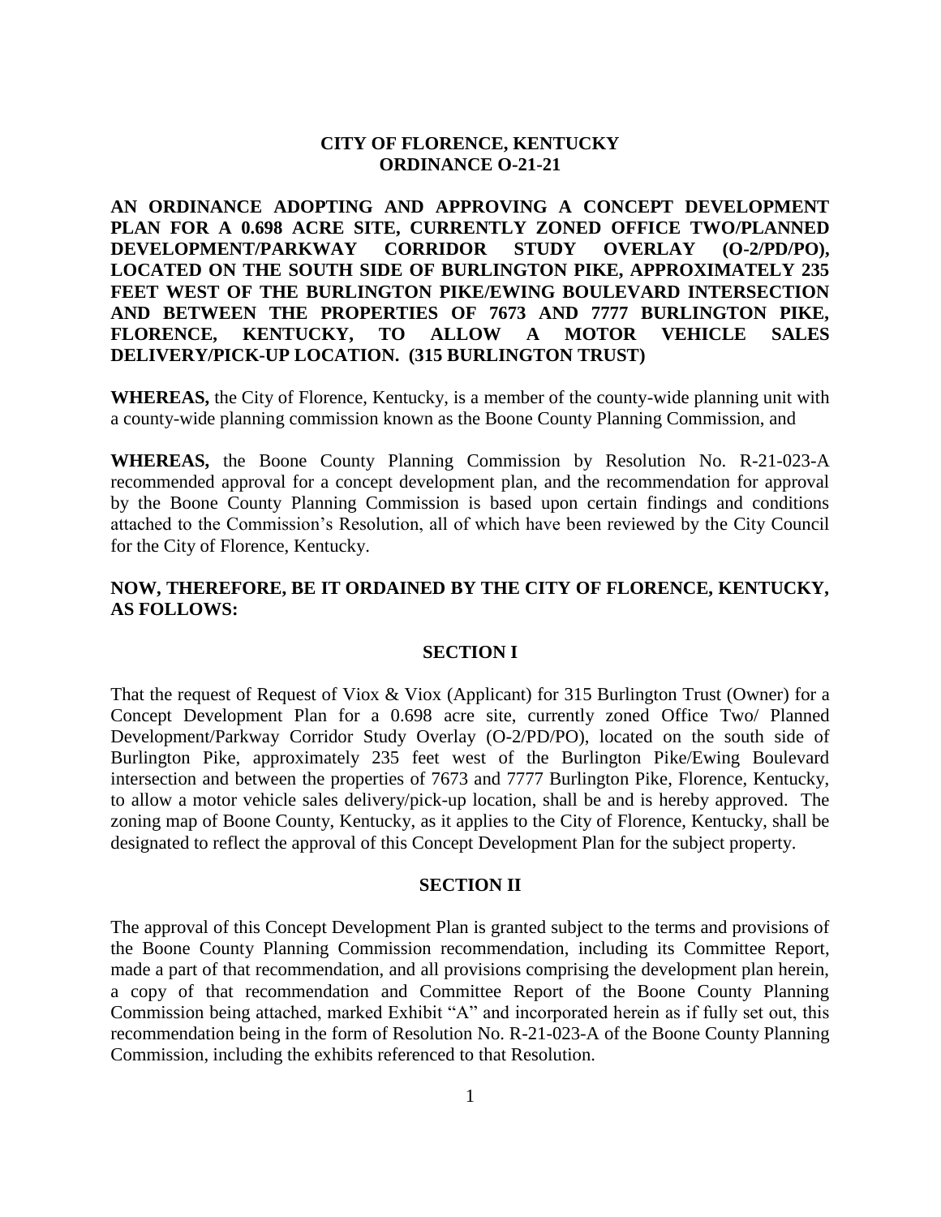**CITY OF FLORENCE, KENTUCKY**
**ORDINANCE O-21-21**

**AN ORDINANCE ADOPTING AND APPROVING A CONCEPT DEVELOPMENT PLAN FOR A 0.698 ACRE SITE, CURRENTLY ZONED OFFICE TWO/PLANNED DEVELOPMENT/PARKWAY CORRIDOR STUDY OVERLAY (O-2/PD/PO), LOCATED ON THE SOUTH SIDE OF BURLINGTON PIKE, APPROXIMATELY 235 FEET WEST OF THE BURLINGTON PIKE/EWING BOULEVARD INTERSECTION AND BETWEEN THE PROPERTIES OF 7673 AND 7777 BURLINGTON PIKE, FLORENCE, KENTUCKY, TO ALLOW A MOTOR VEHICLE SALES DELIVERY/PICK-UP LOCATION. (315 BURLINGTON TRUST)**

**WHEREAS,** the City of Florence, Kentucky, is a member of the county-wide planning unit with a county-wide planning commission known as the Boone County Planning Commission, and

**WHEREAS,** the Boone County Planning Commission by Resolution No. R-21-023-A recommended approval for a concept development plan, and the recommendation for approval by the Boone County Planning Commission is based upon certain findings and conditions attached to the Commission's Resolution, all of which have been reviewed by the City Council for the City of Florence, Kentucky.

**NOW, THEREFORE, BE IT ORDAINED BY THE CITY OF FLORENCE, KENTUCKY, AS FOLLOWS:**

**SECTION I**

That the request of Request of Viox & Viox (Applicant) for 315 Burlington Trust (Owner) for a Concept Development Plan for a 0.698 acre site, currently zoned Office Two/ Planned Development/Parkway Corridor Study Overlay (O-2/PD/PO), located on the south side of Burlington Pike, approximately 235 feet west of the Burlington Pike/Ewing Boulevard intersection and between the properties of 7673 and 7777 Burlington Pike, Florence, Kentucky, to allow a motor vehicle sales delivery/pick-up location, shall be and is hereby approved. The zoning map of Boone County, Kentucky, as it applies to the City of Florence, Kentucky, shall be designated to reflect the approval of this Concept Development Plan for the subject property.

**SECTION II**

The approval of this Concept Development Plan is granted subject to the terms and provisions of the Boone County Planning Commission recommendation, including its Committee Report, made a part of that recommendation, and all provisions comprising the development plan herein, a copy of that recommendation and Committee Report of the Boone County Planning Commission being attached, marked Exhibit "A" and incorporated herein as if fully set out, this recommendation being in the form of Resolution No. R-21-023-A of the Boone County Planning Commission, including the exhibits referenced to that Resolution.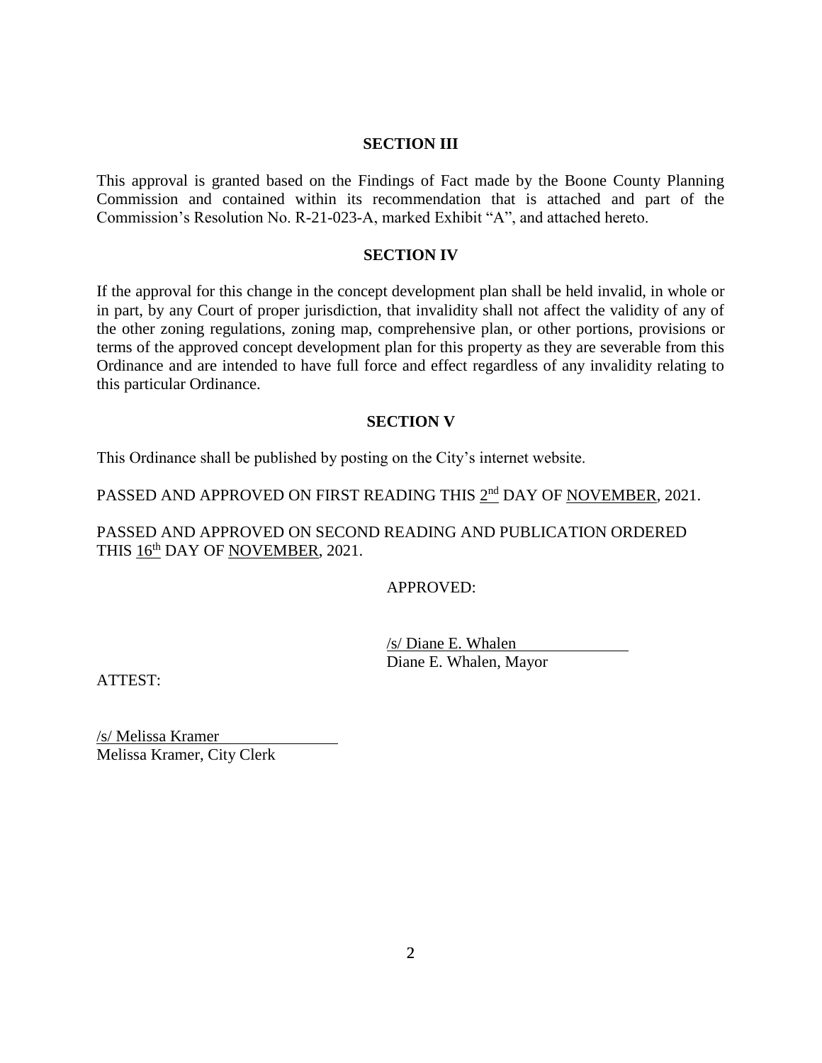## SECTION III

This approval is granted based on the Findings of Fact made by the Boone County Planning Commission and contained within its recommendation that is attached and part of the Commission's Resolution No. R-21-023-A, marked Exhibit "A", and attached hereto.

## SECTION IV

If the approval for this change in the concept development plan shall be held invalid, in whole or in part, by any Court of proper jurisdiction, that invalidity shall not affect the validity of any of the other zoning regulations, zoning map, comprehensive plan, or other portions, provisions or terms of the approved concept development plan for this property as they are severable from this Ordinance and are intended to have full force and effect regardless of any invalidity relating to this particular Ordinance.

## SECTION V

This Ordinance shall be published by posting on the City's internet website.

PASSED AND APPROVED ON FIRST READING THIS 2nd DAY OF NOVEMBER, 2021.

PASSED AND APPROVED ON SECOND READING AND PUBLICATION ORDERED THIS 16th DAY OF NOVEMBER, 2021.

APPROVED:

/s/ Diane E. Whalen
Diane E. Whalen, Mayor

ATTEST:

/s/ Melissa Kramer
Melissa Kramer, City Clerk